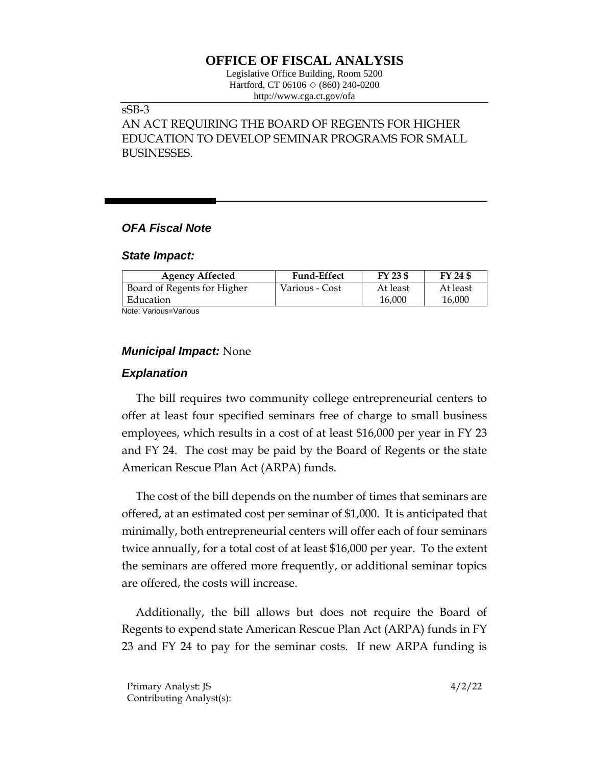# OFFICE OF FISCAL ANALYSIS

Legislative Office Building, Room 5200
Hartford, CT 06106 ◇ (860) 240-0200
http://www.cga.ct.gov/ofa

sSB-3

AN ACT REQUIRING THE BOARD OF REGENTS FOR HIGHER EDUCATION TO DEVELOP SEMINAR PROGRAMS FOR SMALL BUSINESSES.

## *OFA Fiscal Note*

### *State Impact:*

| Agency Affected | Fund-Effect | FY 23 $ | FY 24 $ |
|---|---|---|---|
| Board of Regents for Higher Education | Various - Cost | At least 16,000 | At least 16,000 |

Note: Various=Various

### *Municipal Impact:* None

### *Explanation*

The bill requires two community college entrepreneurial centers to offer at least four specified seminars free of charge to small business employees, which results in a cost of at least $16,000 per year in FY 23 and FY 24. The cost may be paid by the Board of Regents or the state American Rescue Plan Act (ARPA) funds.

The cost of the bill depends on the number of times that seminars are offered, at an estimated cost per seminar of $1,000. It is anticipated that minimally, both entrepreneurial centers will offer each of four seminars twice annually, for a total cost of at least $16,000 per year. To the extent the seminars are offered more frequently, or additional seminar topics are offered, the costs will increase.

Additionally, the bill allows but does not require the Board of Regents to expend state American Rescue Plan Act (ARPA) funds in FY 23 and FY 24 to pay for the seminar costs. If new ARPA funding is

Primary Analyst: JS
Contributing Analyst(s):

4/2/22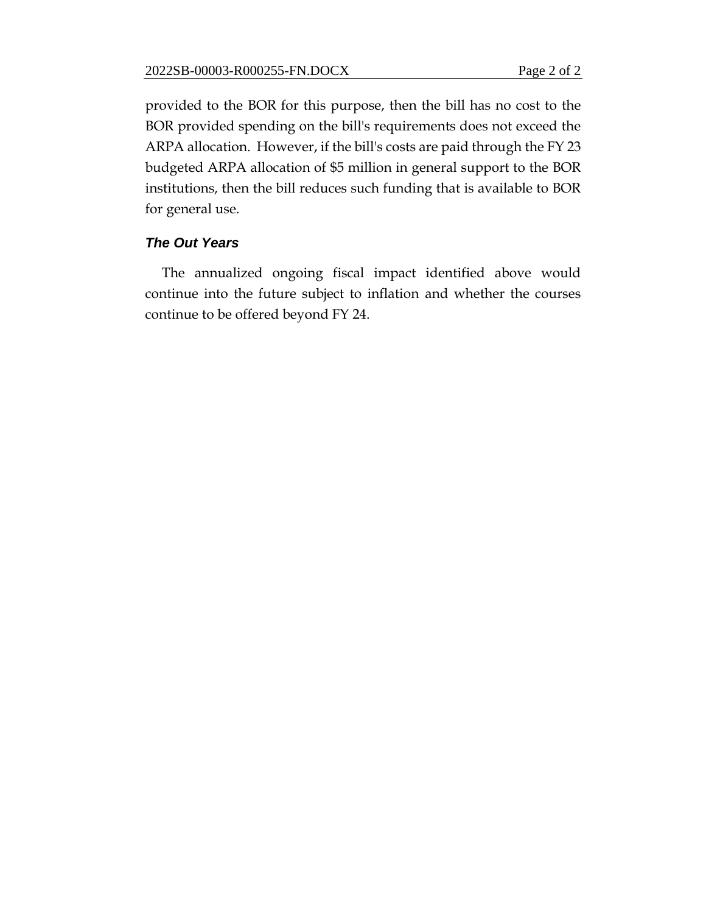provided to the BOR for this purpose, then the bill has no cost to the BOR provided spending on the bill's requirements does not exceed the ARPA allocation. However, if the bill's costs are paid through the FY 23 budgeted ARPA allocation of $5 million in general support to the BOR institutions, then the bill reduces such funding that is available to BOR for general use.

### *The Out Years*

The annualized ongoing fiscal impact identified above would continue into the future subject to inflation and whether the courses continue to be offered beyond FY 24.